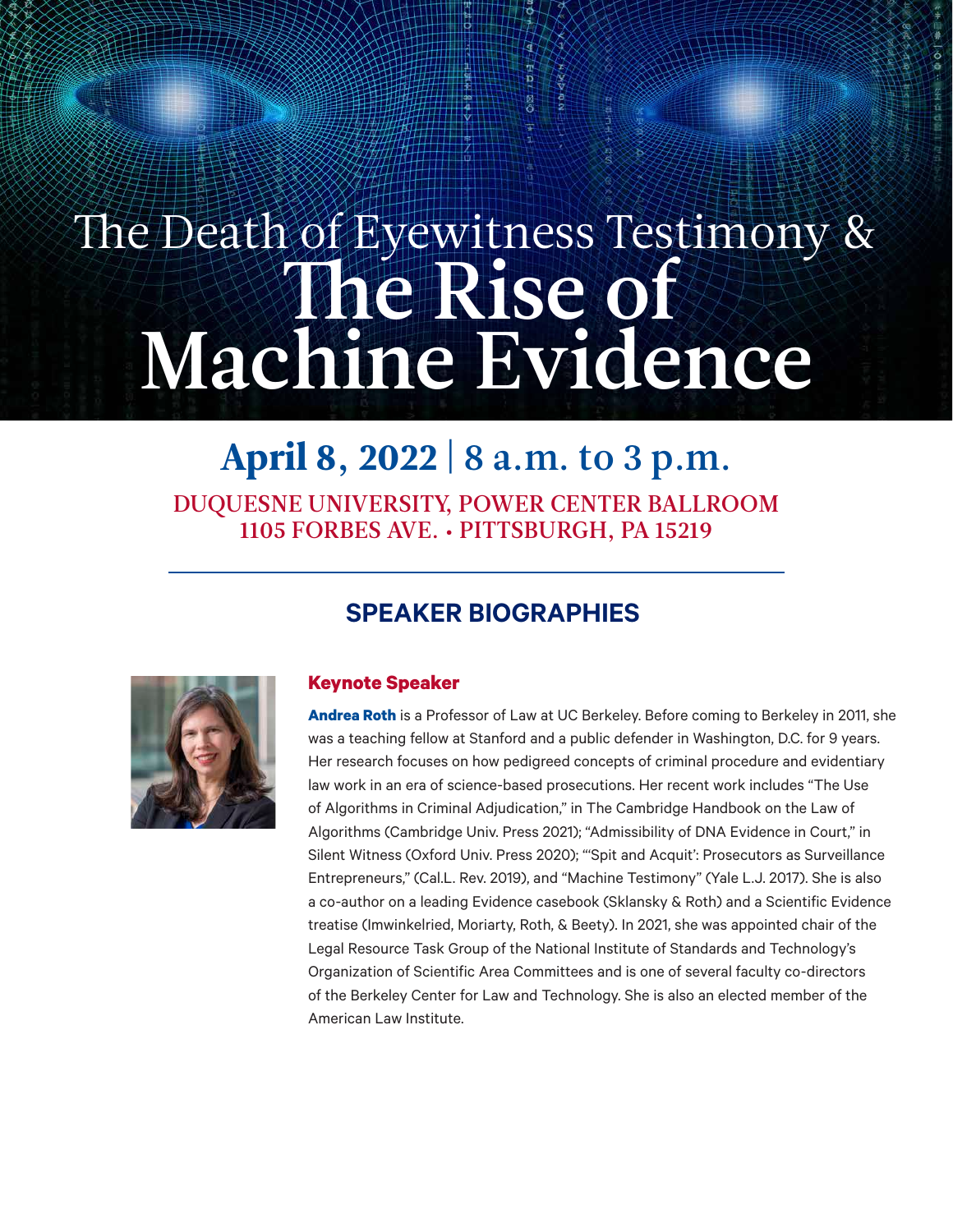# The Death of Eyewitness Testimony & The Rise of Machine Evidence

## April 8, 2022 | 8 a.m. to 3 p.m.

DUQUESNE UNIVERSITY, POWER CENTER BALLROOM
1105 FORBES AVE. • PITTSBURGH, PA 15219

---

## SPEAKER BIOGRAPHIES

### Keynote Speaker

**Andrea Roth** is a Professor of Law at UC Berkeley. Before coming to Berkeley in 2011, she was a teaching fellow at Stanford and a public defender in Washington, D.C. for 9 years. Her research focuses on how pedigreed concepts of criminal procedure and evidentiary law work in an era of science-based prosecutions. Her recent work includes "The Use of Algorithms in Criminal Adjudication," in The Cambridge Handbook on the Law of Algorithms (Cambridge Univ. Press 2021); "Admissibility of DNA Evidence in Court," in Silent Witness (Oxford Univ. Press 2020); "'Spit and Acquit': Prosecutors as Surveillance Entrepreneurs," (Cal.L. Rev. 2019), and "Machine Testimony" (Yale L.J. 2017). She is also a co-author on a leading Evidence casebook (Sklansky & Roth) and a Scientific Evidence treatise (Imwinkelried, Moriarty, Roth, & Beety). In 2021, she was appointed chair of the Legal Resource Task Group of the National Institute of Standards and Technology's Organization of Scientific Area Committees and is one of several faculty co-directors of the Berkeley Center for Law and Technology. She is also an elected member of the American Law Institute.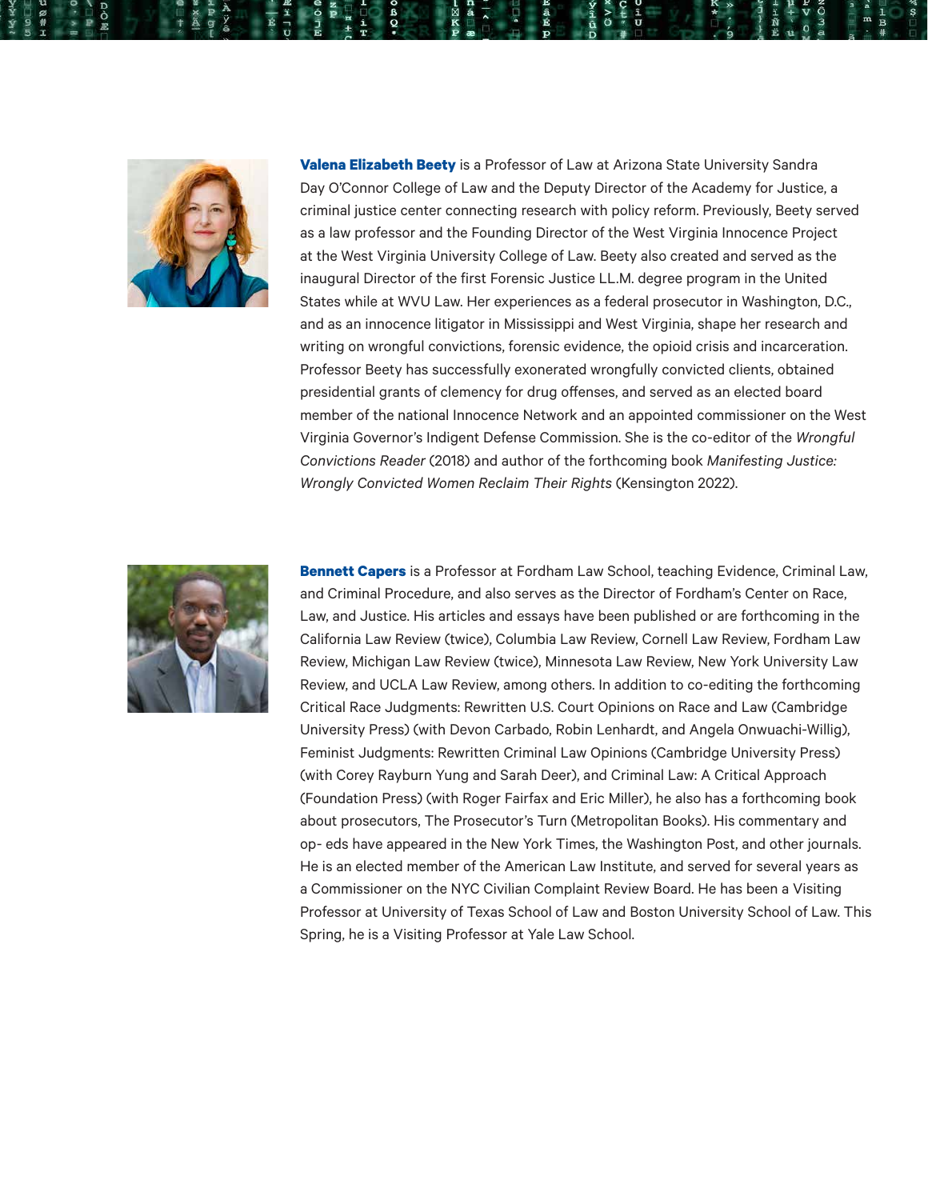**Valena Elizabeth Beety** is a Professor of Law at Arizona State University Sandra Day O'Connor College of Law and the Deputy Director of the Academy for Justice, a criminal justice center connecting research with policy reform. Previously, Beety served as a law professor and the Founding Director of the West Virginia Innocence Project at the West Virginia University College of Law. Beety also created and served as the inaugural Director of the first Forensic Justice LL.M. degree program in the United States while at WVU Law. Her experiences as a federal prosecutor in Washington, D.C., and as an innocence litigator in Mississippi and West Virginia, shape her research and writing on wrongful convictions, forensic evidence, the opioid crisis and incarceration. Professor Beety has successfully exonerated wrongfully convicted clients, obtained presidential grants of clemency for drug offenses, and served as an elected board member of the national Innocence Network and an appointed commissioner on the West Virginia Governor's Indigent Defense Commission. She is the co-editor of the *Wrongful Convictions Reader* (2018) and author of the forthcoming book *Manifesting Justice: Wrongly Convicted Women Reclaim Their Rights* (Kensington 2022).

**Bennett Capers** is a Professor at Fordham Law School, teaching Evidence, Criminal Law, and Criminal Procedure, and also serves as the Director of Fordham's Center on Race, Law, and Justice. His articles and essays have been published or are forthcoming in the California Law Review (twice), Columbia Law Review, Cornell Law Review, Fordham Law Review, Michigan Law Review (twice), Minnesota Law Review, New York University Law Review, and UCLA Law Review, among others. In addition to co-editing the forthcoming Critical Race Judgments: Rewritten U.S. Court Opinions on Race and Law (Cambridge University Press) (with Devon Carbado, Robin Lenhardt, and Angela Onwuachi-Willig), Feminist Judgments: Rewritten Criminal Law Opinions (Cambridge University Press) (with Corey Rayburn Yung and Sarah Deer), and Criminal Law: A Critical Approach (Foundation Press) (with Roger Fairfax and Eric Miller), he also has a forthcoming book about prosecutors, The Prosecutor's Turn (Metropolitan Books). His commentary and op- eds have appeared in the New York Times, the Washington Post, and other journals. He is an elected member of the American Law Institute, and served for several years as a Commissioner on the NYC Civilian Complaint Review Board. He has been a Visiting Professor at University of Texas School of Law and Boston University School of Law. This Spring, he is a Visiting Professor at Yale Law School.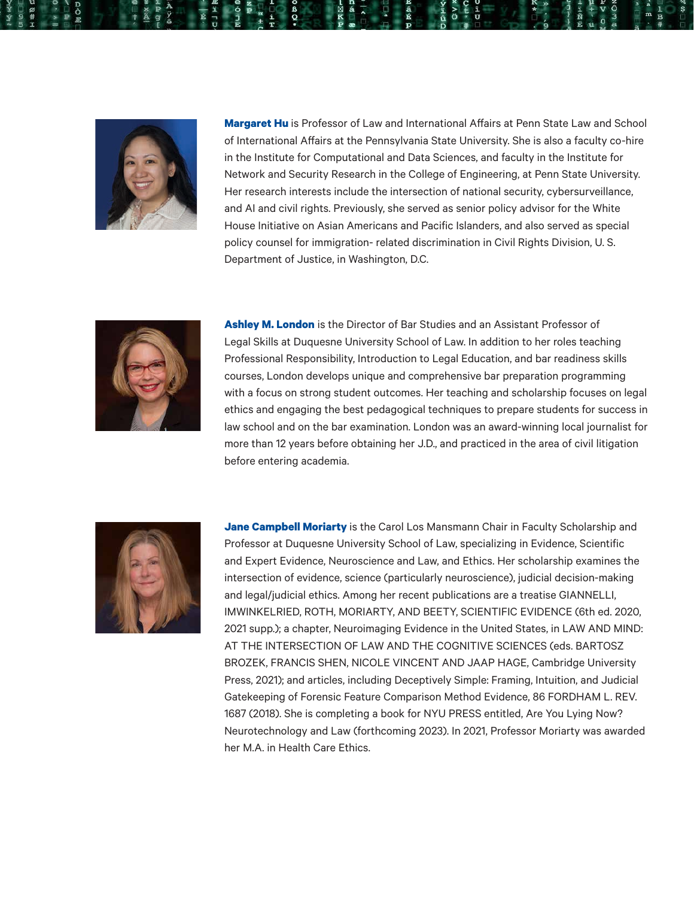**Margaret Hu** is Professor of Law and International Affairs at Penn State Law and School of International Affairs at the Pennsylvania State University. She is also a faculty co-hire in the Institute for Computational and Data Sciences, and faculty in the Institute for Network and Security Research in the College of Engineering, at Penn State University. Her research interests include the intersection of national security, cybersurveillance, and AI and civil rights. Previously, she served as senior policy advisor for the White House Initiative on Asian Americans and Pacific Islanders, and also served as special policy counsel for immigration- related discrimination in Civil Rights Division, U. S. Department of Justice, in Washington, D.C.

**Ashley M. London** is the Director of Bar Studies and an Assistant Professor of Legal Skills at Duquesne University School of Law. In addition to her roles teaching Professional Responsibility, Introduction to Legal Education, and bar readiness skills courses, London develops unique and comprehensive bar preparation programming with a focus on strong student outcomes. Her teaching and scholarship focuses on legal ethics and engaging the best pedagogical techniques to prepare students for success in law school and on the bar examination. London was an award-winning local journalist for more than 12 years before obtaining her J.D., and practiced in the area of civil litigation before entering academia.

**Jane Campbell Moriarty** is the Carol Los Mansmann Chair in Faculty Scholarship and Professor at Duquesne University School of Law, specializing in Evidence, Scientific and Expert Evidence, Neuroscience and Law, and Ethics. Her scholarship examines the intersection of evidence, science (particularly neuroscience), judicial decision-making and legal/judicial ethics. Among her recent publications are a treatise GIANNELLI, IMWINKELRIED, ROTH, MORIARTY, AND BEETY, SCIENTIFIC EVIDENCE (6th ed. 2020, 2021 supp.); a chapter, Neuroimaging Evidence in the United States, in LAW AND MIND: AT THE INTERSECTION OF LAW AND THE COGNITIVE SCIENCES (eds. BARTOSZ BROZEK, FRANCIS SHEN, NICOLE VINCENT AND JAAP HAGE, Cambridge University Press, 2021); and articles, including Deceptively Simple: Framing, Intuition, and Judicial Gatekeeping of Forensic Feature Comparison Method Evidence, 86 FORDHAM L. REV. 1687 (2018). She is completing a book for NYU PRESS entitled, Are You Lying Now? Neurotechnology and Law (forthcoming 2023). In 2021, Professor Moriarty was awarded her M.A. in Health Care Ethics.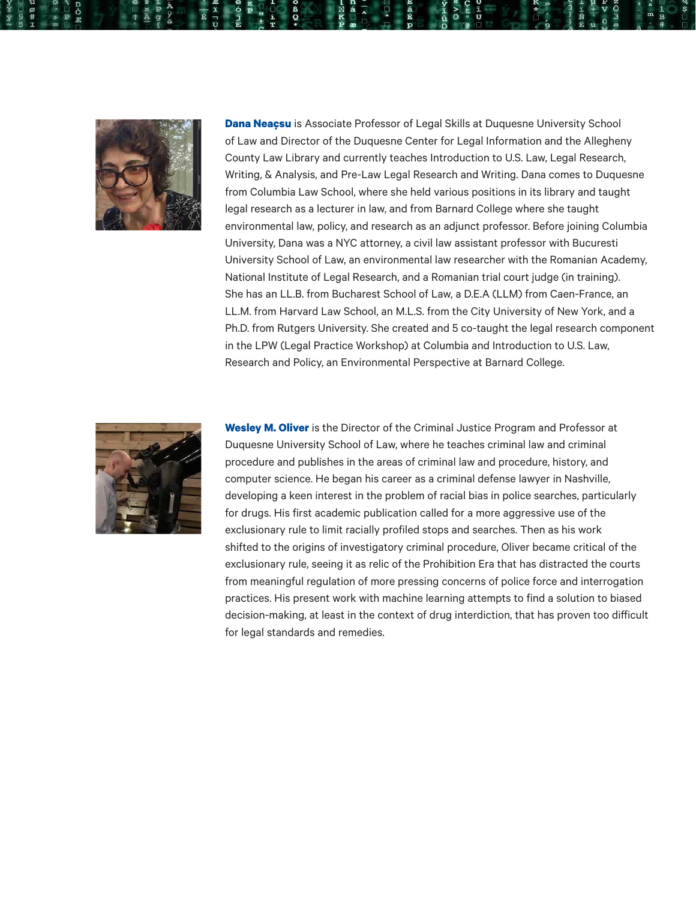**Dana Neaçsu** is Associate Professor of Legal Skills at Duquesne University School of Law and Director of the Duquesne Center for Legal Information and the Allegheny County Law Library and currently teaches Introduction to U.S. Law, Legal Research, Writing, & Analysis, and Pre-Law Legal Research and Writing. Dana comes to Duquesne from Columbia Law School, where she held various positions in its library and taught legal research as a lecturer in law, and from Barnard College where she taught environmental law, policy, and research as an adjunct professor. Before joining Columbia University, Dana was a NYC attorney, a civil law assistant professor with Bucuresti University School of Law, an environmental law researcher with the Romanian Academy, National Institute of Legal Research, and a Romanian trial court judge (in training). She has an LL.B. from Bucharest School of Law, a D.E.A (LLM) from Caen-France, an LL.M. from Harvard Law School, an M.L.S. from the City University of New York, and a Ph.D. from Rutgers University. She created and 5 co-taught the legal research component in the LPW (Legal Practice Workshop) at Columbia and Introduction to U.S. Law, Research and Policy, an Environmental Perspective at Barnard College.

**Wesley M. Oliver** is the Director of the Criminal Justice Program and Professor at Duquesne University School of Law, where he teaches criminal law and criminal procedure and publishes in the areas of criminal law and procedure, history, and computer science. He began his career as a criminal defense lawyer in Nashville, developing a keen interest in the problem of racial bias in police searches, particularly for drugs. His first academic publication called for a more aggressive use of the exclusionary rule to limit racially profiled stops and searches. Then as his work shifted to the origins of investigatory criminal procedure, Oliver became critical of the exclusionary rule, seeing it as relic of the Prohibition Era that has distracted the courts from meaningful regulation of more pressing concerns of police force and interrogation practices. His present work with machine learning attempts to find a solution to biased decision-making, at least in the context of drug interdiction, that has proven too difficult for legal standards and remedies.